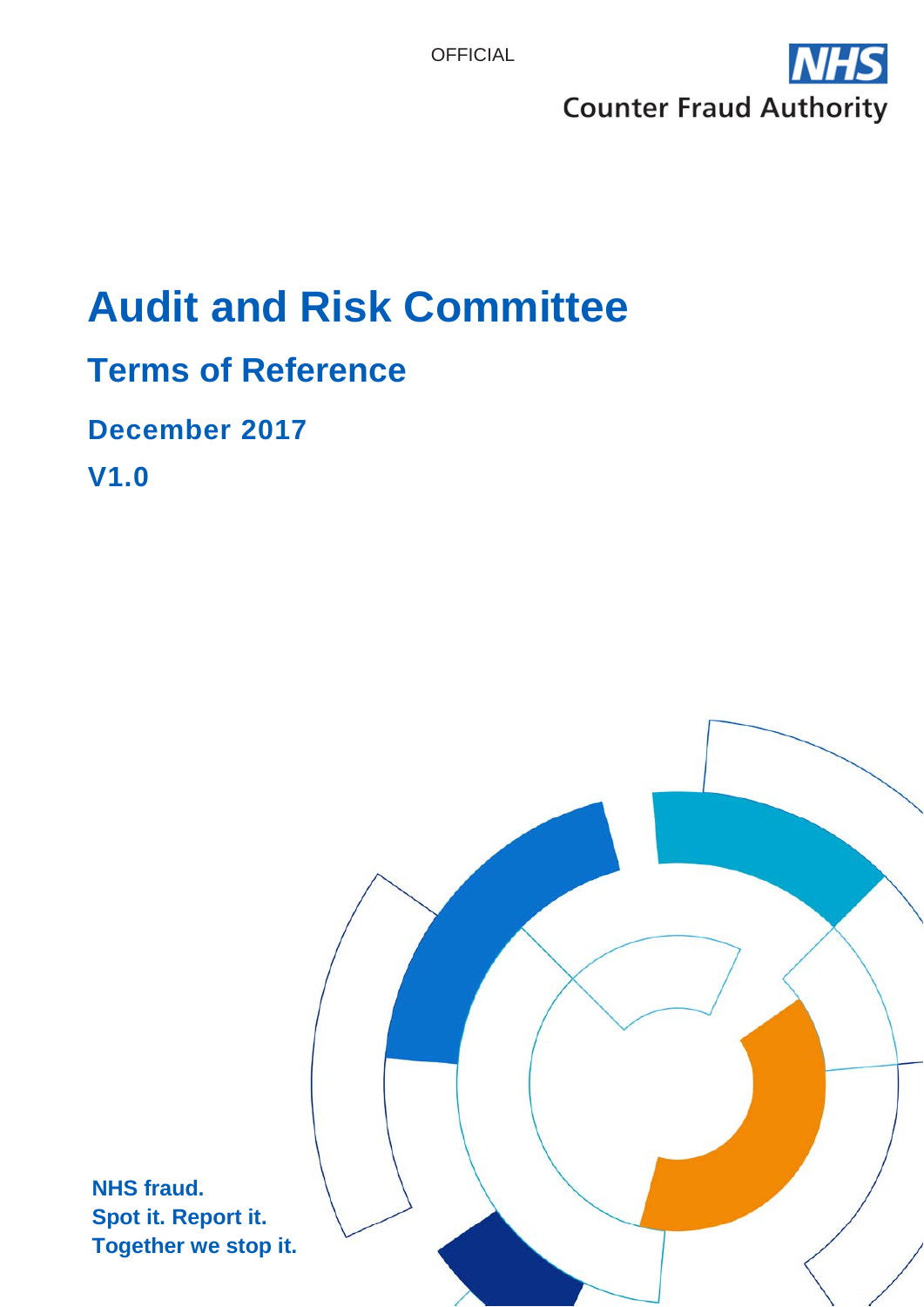OFFICIAL

NHS Counter Fraud Authority

# Audit and Risk Committee

## Terms of Reference

### December 2017

### V1.0

**NHS fraud.**
**Spot it. Report it.**
**Together we stop it.**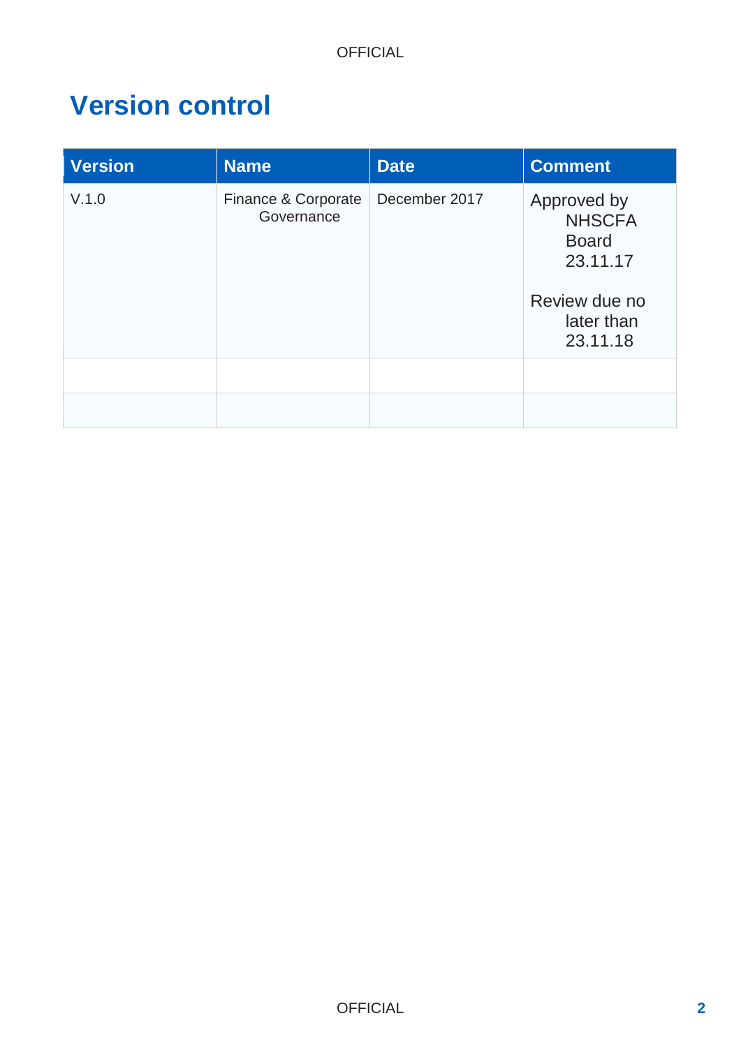# Version control

| Version | Name | Date | Comment |
|---|---|---|---|
| V.1.0 | Finance & Corporate Governance | December 2017 | Approved by NHSCFA Board 23.11.17<br><br>Review due no later than 23.11.18 |
| | | | |
| | | | |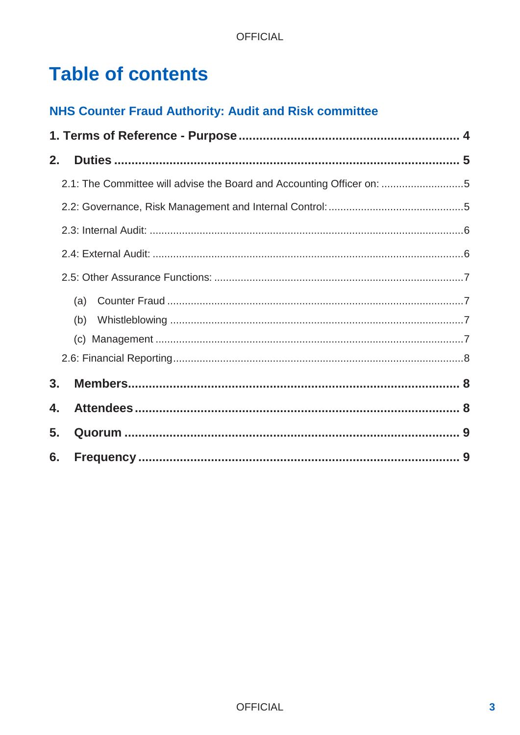# Table of contents

## NHS Counter Fraud Authority: Audit and Risk committee

**1. Terms of Reference - Purpose** ........................................ **4**

**2. Duties** ........................................ **5**

2.1: The Committee will advise the Board and Accounting Officer on: ........................................ 5

2.2: Governance, Risk Management and Internal Control: ........................................ 5

2.3: Internal Audit: ........................................ 6

2.4: External Audit: ........................................ 6

2.5: Other Assurance Functions: ........................................ 7

(a) Counter Fraud ........................................ 7

(b) Whistleblowing ........................................ 7

(c) Management ........................................ 7

2.6: Financial Reporting ........................................ 8

**3. Members** ........................................ **8**

**4. Attendees** ........................................ **8**

**5. Quorum** ........................................ **9**

**6. Frequency** ........................................ **9**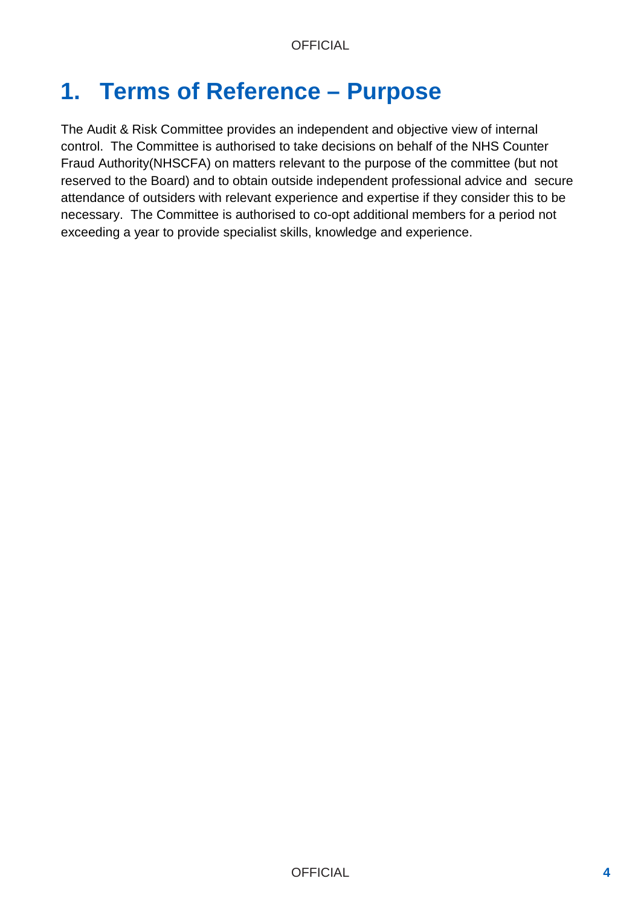# 1. Terms of Reference – Purpose

The Audit & Risk Committee provides an independent and objective view of internal control. The Committee is authorised to take decisions on behalf of the NHS Counter Fraud Authority(NHSCFA) on matters relevant to the purpose of the committee (but not reserved to the Board) and to obtain outside independent professional advice and secure attendance of outsiders with relevant experience and expertise if they consider this to be necessary. The Committee is authorised to co-opt additional members for a period not exceeding a year to provide specialist skills, knowledge and experience.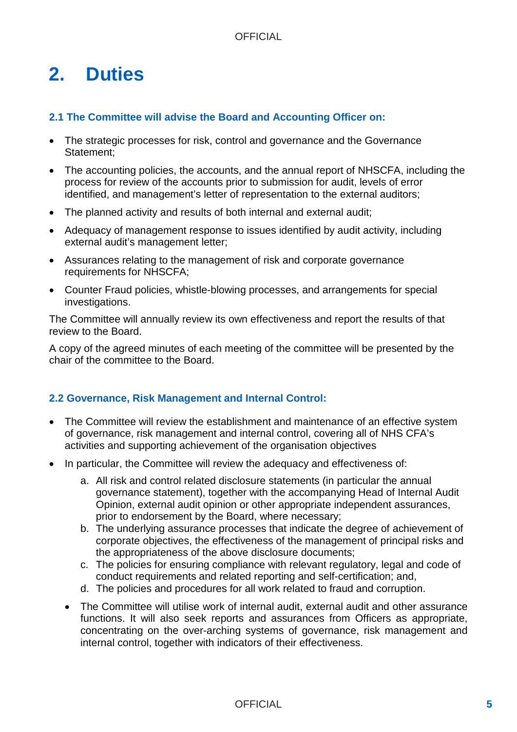# 2. Duties

### 2.1 The Committee will advise the Board and Accounting Officer on:

- The strategic processes for risk, control and governance and the Governance Statement;
- The accounting policies, the accounts, and the annual report of NHSCFA, including the process for review of the accounts prior to submission for audit, levels of error identified, and management's letter of representation to the external auditors;
- The planned activity and results of both internal and external audit;
- Adequacy of management response to issues identified by audit activity, including external audit's management letter;
- Assurances relating to the management of risk and corporate governance requirements for NHSCFA;
- Counter Fraud policies, whistle-blowing processes, and arrangements for special investigations.

The Committee will annually review its own effectiveness and report the results of that review to the Board.

A copy of the agreed minutes of each meeting of the committee will be presented by the chair of the committee to the Board.

### 2.2 Governance, Risk Management and Internal Control:

- The Committee will review the establishment and maintenance of an effective system of governance, risk management and internal control, covering all of NHS CFA's activities and supporting achievement of the organisation objectives
- In particular, the Committee will review the adequacy and effectiveness of:
    a. All risk and control related disclosure statements (in particular the annual governance statement), together with the accompanying Head of Internal Audit Opinion, external audit opinion or other appropriate independent assurances, prior to endorsement by the Board, where necessary;
    b. The underlying assurance processes that indicate the degree of achievement of corporate objectives, the effectiveness of the management of principal risks and the appropriateness of the above disclosure documents;
    c. The policies for ensuring compliance with relevant regulatory, legal and code of conduct requirements and related reporting and self-certification; and,
    d. The policies and procedures for all work related to fraud and corruption.

    - The Committee will utilise work of internal audit, external audit and other assurance functions. It will also seek reports and assurances from Officers as appropriate, concentrating on the over-arching systems of governance, risk management and internal control, together with indicators of their effectiveness.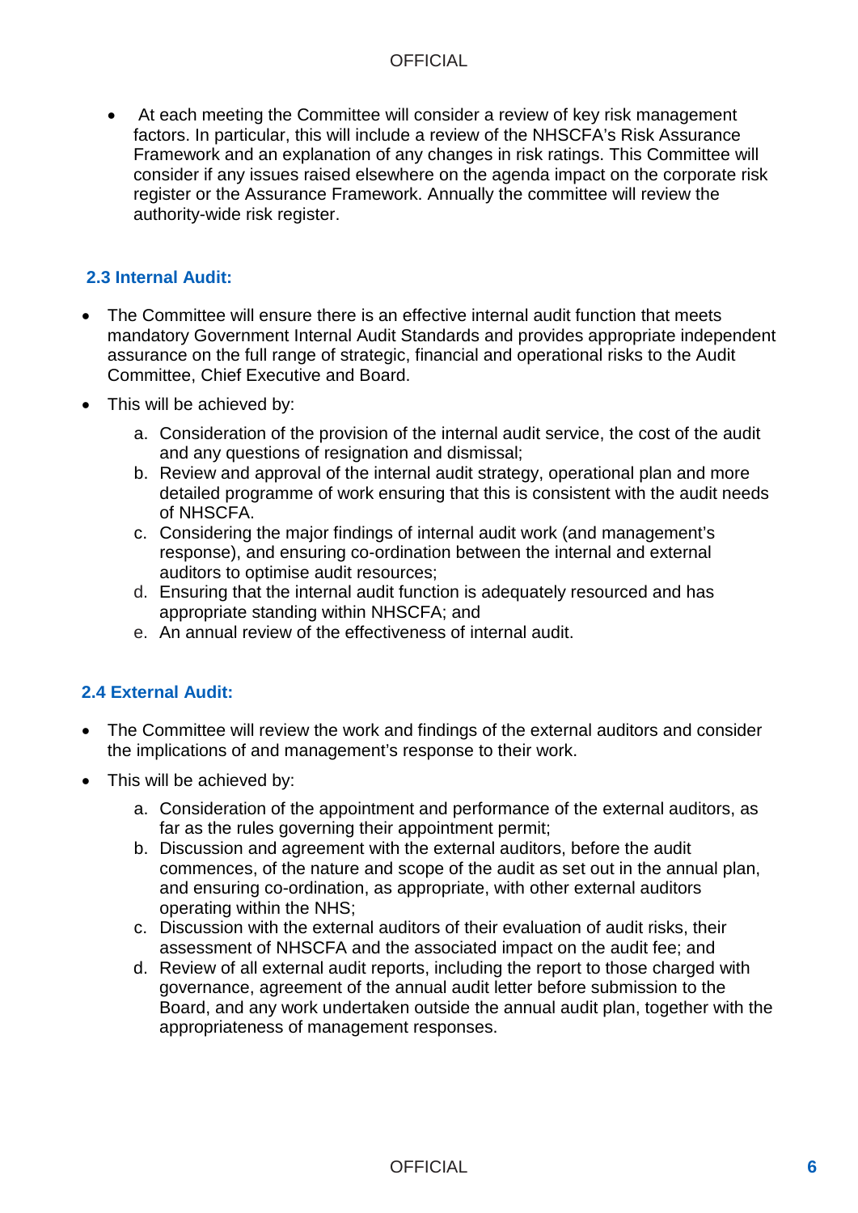- At each meeting the Committee will consider a review of key risk management factors. In particular, this will include a review of the NHSCFA's Risk Assurance Framework and an explanation of any changes in risk ratings. This Committee will consider if any issues raised elsewhere on the agenda impact on the corporate risk register or the Assurance Framework. Annually the committee will review the authority-wide risk register.

### 2.3 Internal Audit:

- The Committee will ensure there is an effective internal audit function that meets mandatory Government Internal Audit Standards and provides appropriate independent assurance on the full range of strategic, financial and operational risks to the Audit Committee, Chief Executive and Board.
- This will be achieved by:
  a. Consideration of the provision of the internal audit service, the cost of the audit and any questions of resignation and dismissal;
  b. Review and approval of the internal audit strategy, operational plan and more detailed programme of work ensuring that this is consistent with the audit needs of NHSCFA.
  c. Considering the major findings of internal audit work (and management's response), and ensuring co-ordination between the internal and external auditors to optimise audit resources;
  d. Ensuring that the internal audit function is adequately resourced and has appropriate standing within NHSCFA; and
  e. An annual review of the effectiveness of internal audit.

### 2.4 External Audit:

- The Committee will review the work and findings of the external auditors and consider the implications of and management's response to their work.
- This will be achieved by:
  a. Consideration of the appointment and performance of the external auditors, as far as the rules governing their appointment permit;
  b. Discussion and agreement with the external auditors, before the audit commences, of the nature and scope of the audit as set out in the annual plan, and ensuring co-ordination, as appropriate, with other external auditors operating within the NHS;
  c. Discussion with the external auditors of their evaluation of audit risks, their assessment of NHSCFA and the associated impact on the audit fee; and
  d. Review of all external audit reports, including the report to those charged with governance, agreement of the annual audit letter before submission to the Board, and any work undertaken outside the annual audit plan, together with the appropriateness of management responses.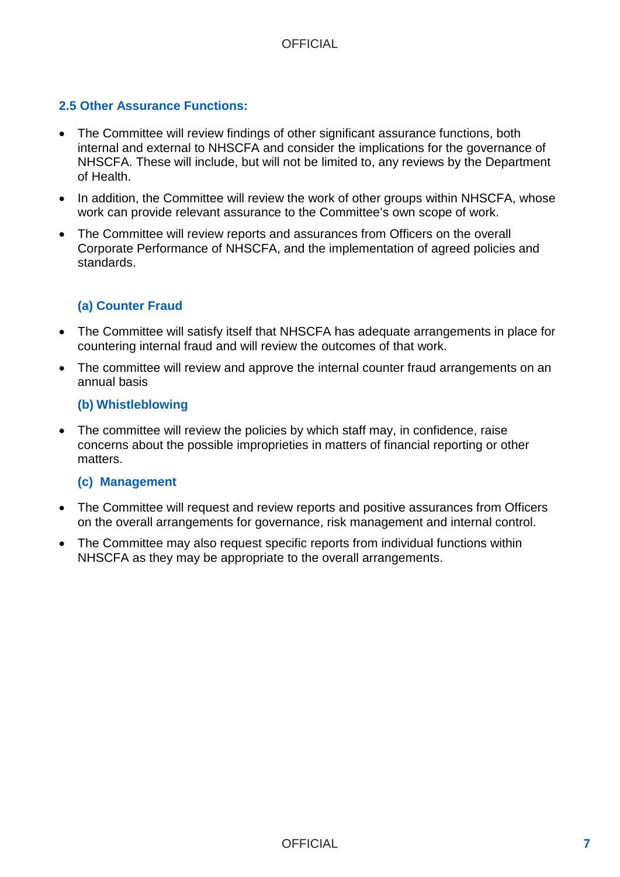### 2.5 Other Assurance Functions:

- The Committee will review findings of other significant assurance functions, both internal and external to NHSCFA and consider the implications for the governance of NHSCFA. These will include, but will not be limited to, any reviews by the Department of Health.
- In addition, the Committee will review the work of other groups within NHSCFA, whose work can provide relevant assurance to the Committee's own scope of work.
- The Committee will review reports and assurances from Officers on the overall Corporate Performance of NHSCFA, and the implementation of agreed policies and standards.

#### (a) Counter Fraud

- The Committee will satisfy itself that NHSCFA has adequate arrangements in place for countering internal fraud and will review the outcomes of that work.
- The committee will review and approve the internal counter fraud arrangements on an annual basis

#### (b) Whistleblowing

- The committee will review the policies by which staff may, in confidence, raise concerns about the possible improprieties in matters of financial reporting or other matters.

#### (c) Management

- The Committee will request and review reports and positive assurances from Officers on the overall arrangements for governance, risk management and internal control.
- The Committee may also request specific reports from individual functions within NHSCFA as they may be appropriate to the overall arrangements.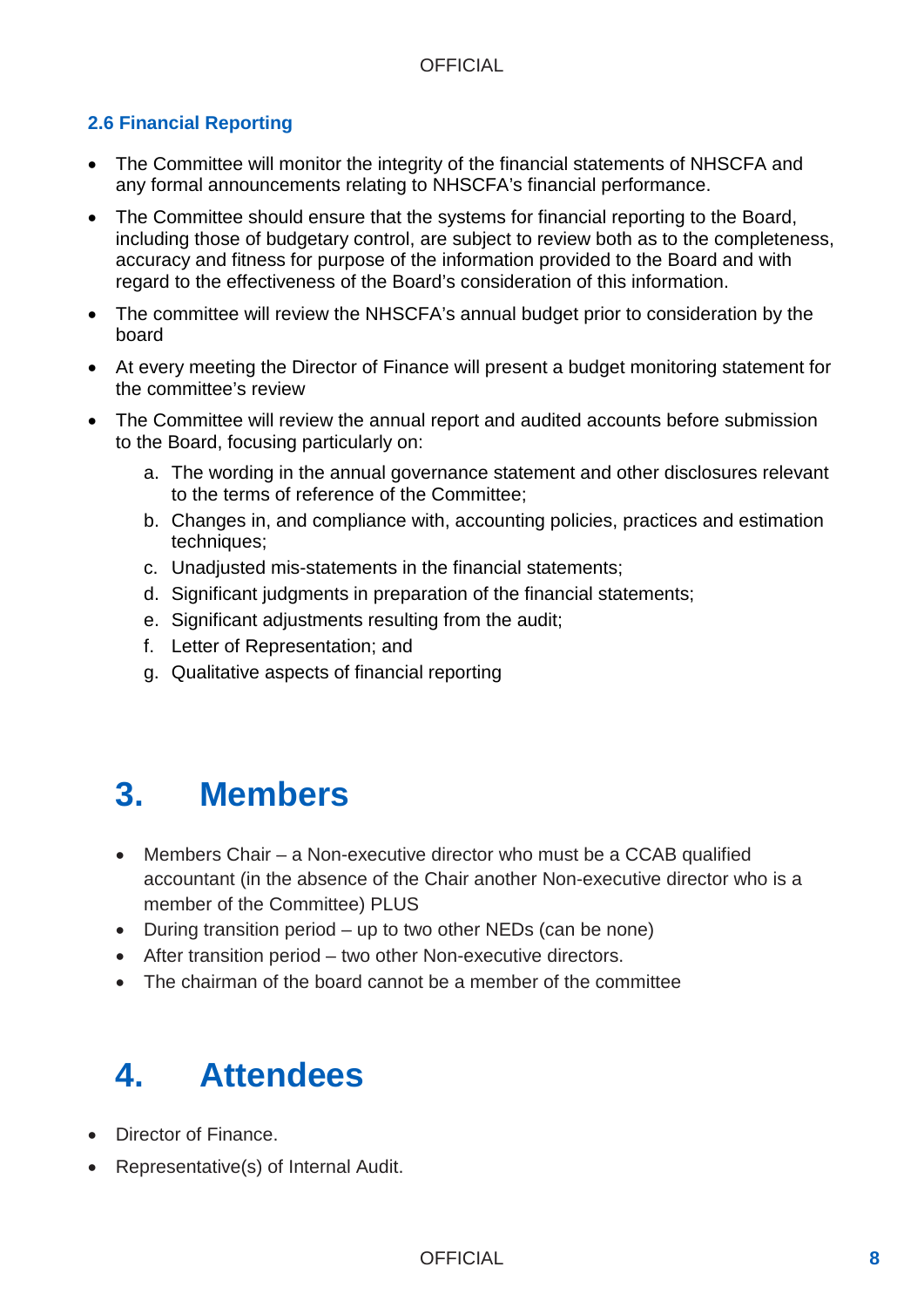### 2.6 Financial Reporting

- The Committee will monitor the integrity of the financial statements of NHSCFA and any formal announcements relating to NHSCFA's financial performance.
- The Committee should ensure that the systems for financial reporting to the Board, including those of budgetary control, are subject to review both as to the completeness, accuracy and fitness for purpose of the information provided to the Board and with regard to the effectiveness of the Board's consideration of this information.
- The committee will review the NHSCFA's annual budget prior to consideration by the board
- At every meeting the Director of Finance will present a budget monitoring statement for the committee's review
- The Committee will review the annual report and audited accounts before submission to the Board, focusing particularly on:
    a. The wording in the annual governance statement and other disclosures relevant to the terms of reference of the Committee;
    b. Changes in, and compliance with, accounting policies, practices and estimation techniques;
    c. Unadjusted mis-statements in the financial statements;
    d. Significant judgments in preparation of the financial statements;
    e. Significant adjustments resulting from the audit;
    f. Letter of Representation; and
    g. Qualitative aspects of financial reporting

# 3. Members

- Members Chair – a Non-executive director who must be a CCAB qualified accountant (in the absence of the Chair another Non-executive director who is a member of the Committee) PLUS
- During transition period – up to two other NEDs (can be none)
- After transition period – two other Non-executive directors.
- The chairman of the board cannot be a member of the committee

# 4. Attendees

- Director of Finance.
- Representative(s) of Internal Audit.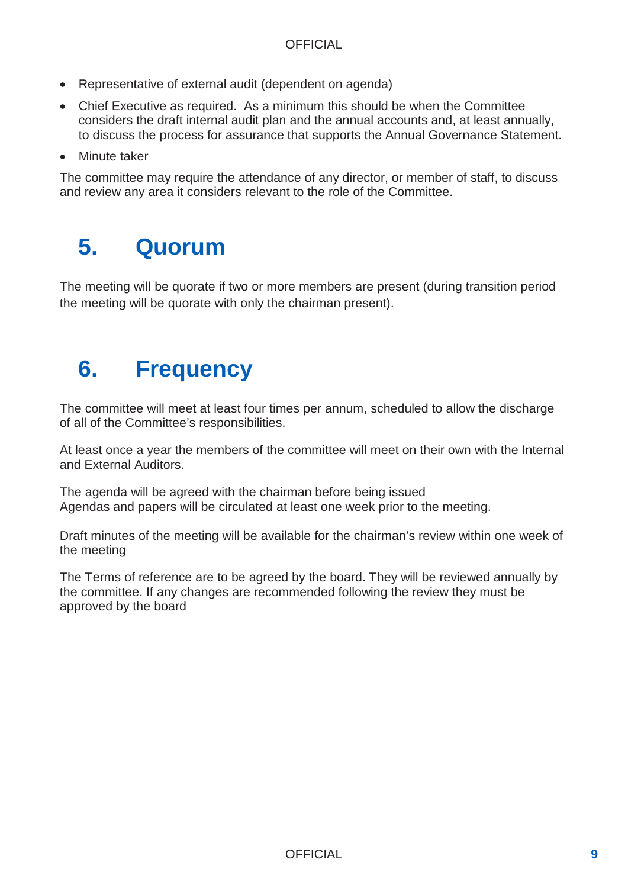- Representative of external audit (dependent on agenda)
- Chief Executive as required. As a minimum this should be when the Committee considers the draft internal audit plan and the annual accounts and, at least annually, to discuss the process for assurance that supports the Annual Governance Statement.
- Minute taker

The committee may require the attendance of any director, or member of staff, to discuss and review any area it considers relevant to the role of the Committee.

# 5. Quorum

The meeting will be quorate if two or more members are present (during transition period the meeting will be quorate with only the chairman present).

# 6. Frequency

The committee will meet at least four times per annum, scheduled to allow the discharge of all of the Committee's responsibilities.

At least once a year the members of the committee will meet on their own with the Internal and External Auditors.

The agenda will be agreed with the chairman before being issued
Agendas and papers will be circulated at least one week prior to the meeting.

Draft minutes of the meeting will be available for the chairman's review within one week of the meeting

The Terms of reference are to be agreed by the board. They will be reviewed annually by the committee. If any changes are recommended following the review they must be approved by the board